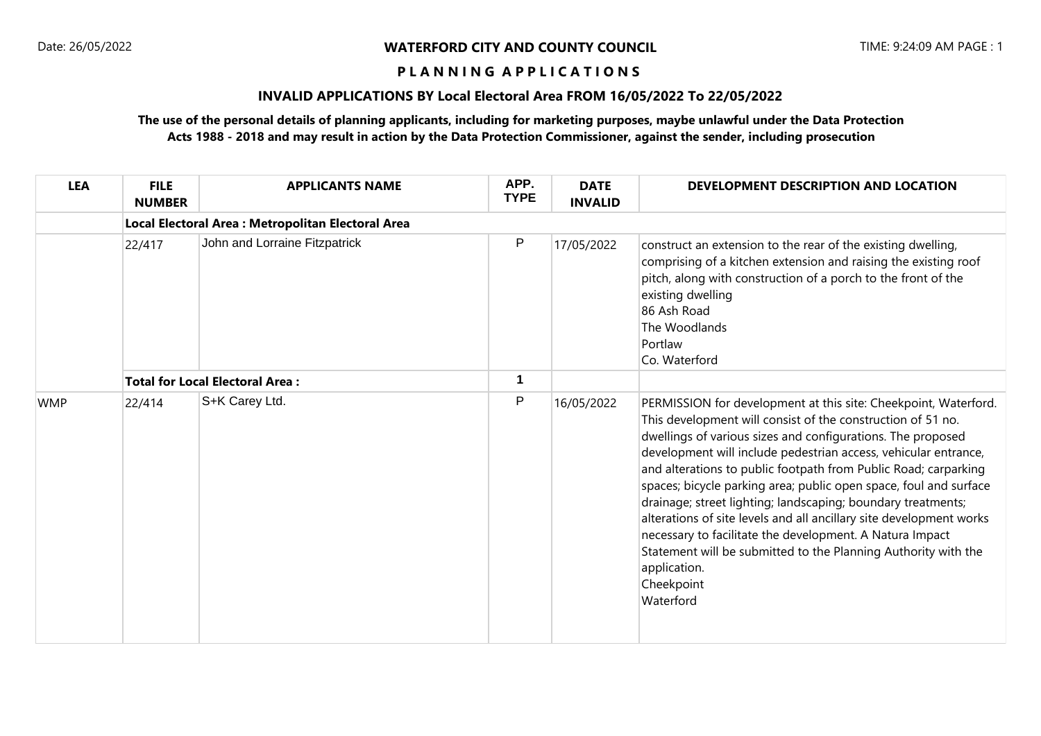Date: 26/05/2022

**WATERFORD CITY AND COUNTY COUNCIL**

TIME: 9:24:09 AM PAGE : 1

## P L A N N I N G A P P L I C A T I O N S

### INVALID APPLICATIONS BY Local Electoral Area FROM 16/05/2022 To 22/05/2022

**The use of the personal details of planning applicants, including for marketing purposes, maybe unlawful under the Data Protection Acts 1988 - 2018 and may result in action by the Data Protection Commissioner, against the sender, including prosecution**

| LEA | FILE NUMBER | APPLICANTS NAME | APP. TYPE | DATE INVALID | DEVELOPMENT DESCRIPTION AND LOCATION |
|---|---|---|---|---|---|
| | **Local Electoral Area : Metropolitan Electoral Area** | | | | |
| | 22/417 | John and Lorraine Fitzpatrick | P | 17/05/2022 | construct an extension to the rear of the existing dwelling, comprising of a kitchen extension and raising the existing roof pitch, along with construction of a porch to the front of the existing dwelling<br>86 Ash Road<br>The Woodlands<br>Portlaw<br>Co. Waterford |
| | **Total for Local Electoral Area :** | | **1** | | |
| WMP | 22/414 | S+K Carey Ltd. | P | 16/05/2022 | PERMISSION for development at this site: Cheekpoint, Waterford. This development will consist of the construction of 51 no. dwellings of various sizes and configurations. The proposed development will include pedestrian access, vehicular entrance, and alterations to public footpath from Public Road; carparking spaces; bicycle parking area; public open space, foul and surface drainage; street lighting; landscaping; boundary treatments; alterations of site levels and all ancillary site development works necessary to facilitate the development. A Natura Impact Statement will be submitted to the Planning Authority with the application.<br>Cheekpoint<br>Waterford |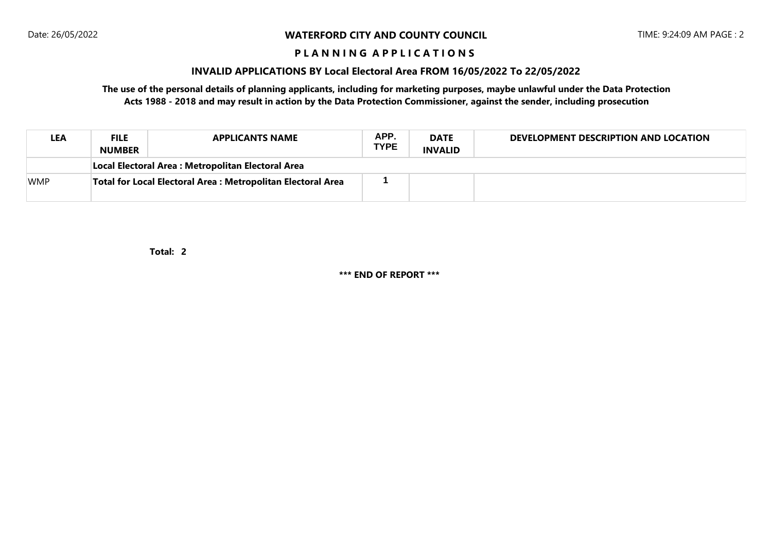**WATERFORD CITY AND COUNTY COUNCIL**

**P L A N N I N G A P P L I C A T I O N S**

**INVALID APPLICATIONS BY Local Electoral Area FROM 16/05/2022 To 22/05/2022**

**The use of the personal details of planning applicants, including for marketing purposes, maybe unlawful under the Data Protection Acts 1988 - 2018 and may result in action by the Data Protection Commissioner, against the sender, including prosecution**

| LEA | FILE NUMBER | APPLICANTS NAME | APP. TYPE | DATE INVALID | DEVELOPMENT DESCRIPTION AND LOCATION |
|---|---|---|---|---|---|
| | **Local Electoral Area : Metropolitan Electoral Area** | | | | |
| WMP | **Total for Local Electoral Area : Metropolitan Electoral Area** | | **1** | | |

**Total: 2**

**\*\*\* END OF REPORT \*\*\***